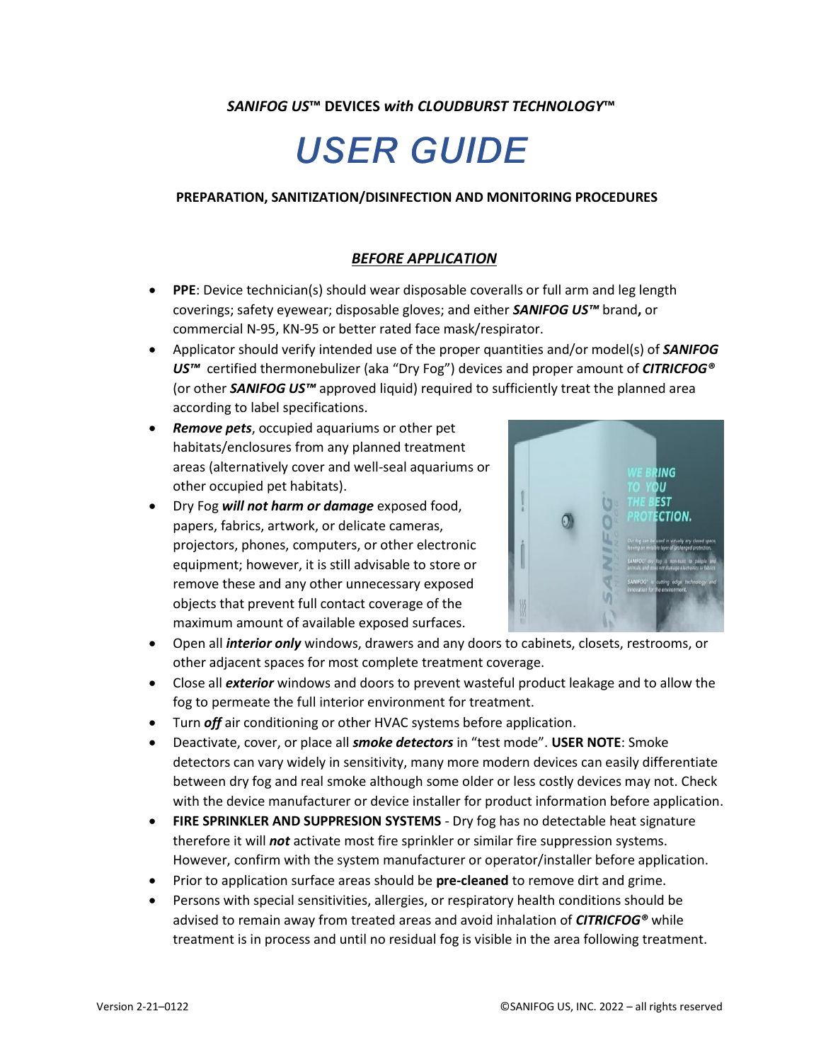***SANIFOG US™*** **DEVICES** ***with CLOUDBURST TECHNOLOGY™***

# *USER GUIDE*

**PREPARATION, SANITIZATION/DISINFECTION AND MONITORING PROCEDURES**

## ***BEFORE APPLICATION***

- **PPE**: Device technician(s) should wear disposable coveralls or full arm and leg length coverings; safety eyewear; disposable gloves; and either ***SANIFOG US™*** brand**,** or commercial N-95, KN-95 or better rated face mask/respirator.
- Applicator should verify intended use of the proper quantities and/or model(s) of ***SANIFOG US™*** certified thermonebulizer (aka "Dry Fog") devices and proper amount of ***CITRICFOG®*** (or other ***SANIFOG US™*** approved liquid) required to sufficiently treat the planned area according to label specifications.
- ***Remove pets***, occupied aquariums or other pet habitats/enclosures from any planned treatment areas (alternatively cover and well-seal aquariums or other occupied pet habitats).
- Dry Fog ***will not harm or damage*** exposed food, papers, fabrics, artwork, or delicate cameras, projectors, phones, computers, or other electronic equipment; however, it is still advisable to store or remove these and any other unnecessary exposed objects that prevent full contact coverage of the maximum amount of available exposed surfaces.
- Open all ***interior only*** windows, drawers and any doors to cabinets, closets, restrooms, or other adjacent spaces for most complete treatment coverage.
- Close all ***exterior*** windows and doors to prevent wasteful product leakage and to allow the fog to permeate the full interior environment for treatment.
- Turn ***off*** air conditioning or other HVAC systems before application.
- Deactivate, cover, or place all ***smoke detectors*** in "test mode". **USER NOTE**: Smoke detectors can vary widely in sensitivity, many more modern devices can easily differentiate between dry fog and real smoke although some older or less costly devices may not. Check with the device manufacturer or device installer for product information before application.
- **FIRE SPRINKLER AND SUPPRESION SYSTEMS** - Dry fog has no detectable heat signature therefore it will ***not*** activate most fire sprinkler or similar fire suppression systems. However, confirm with the system manufacturer or operator/installer before application.
- Prior to application surface areas should be **pre-cleaned** to remove dirt and grime.
- Persons with special sensitivities, allergies, or respiratory health conditions should be advised to remain away from treated areas and avoid inhalation of ***CITRICFOG®*** while treatment is in process and until no residual fog is visible in the area following treatment.

Version 2-21–0122 ©SANIFOG US, INC. 2022 – all rights reserved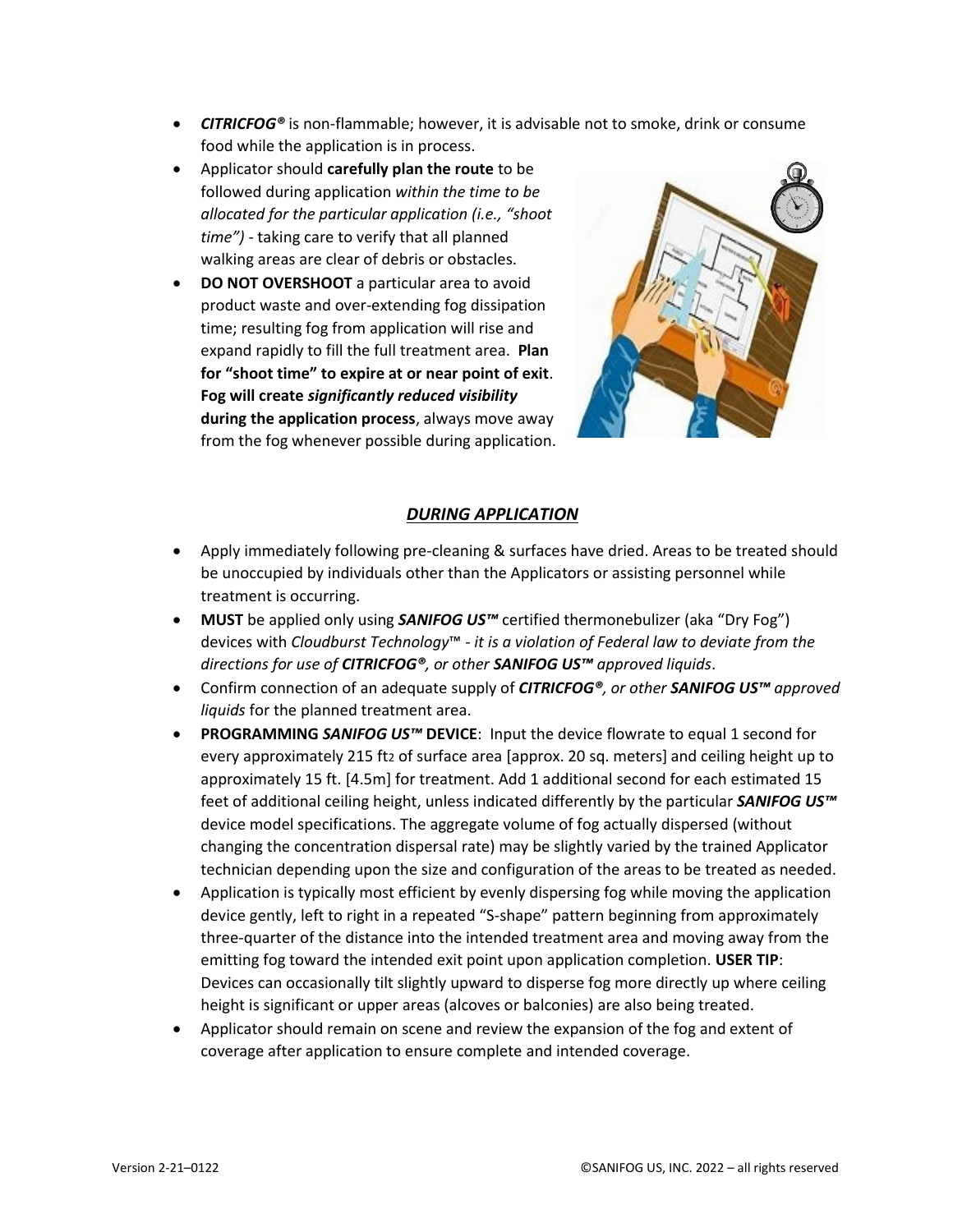- ***CITRICFOG®*** is non-flammable; however, it is advisable not to smoke, drink or consume food while the application is in process.
- Applicator should **carefully plan the route** to be followed during application *within the time to be allocated for the particular application (i.e., "shoot time")* - taking care to verify that all planned walking areas are clear of debris or obstacles.
- **DO NOT OVERSHOOT** a particular area to avoid product waste and over-extending fog dissipation time; resulting fog from application will rise and expand rapidly to fill the full treatment area. **Plan for "shoot time" to expire at or near point of exit**. **Fog will create *significantly reduced visibility* during the application process**, always move away from the fog whenever possible during application.

## *DURING APPLICATION*

- Apply immediately following pre-cleaning & surfaces have dried. Areas to be treated should be unoccupied by individuals other than the Applicators or assisting personnel while treatment is occurring.
- **MUST** be applied only using ***SANIFOG US™*** certified thermonebulizer (aka "Dry Fog") devices with *Cloudburst Technology*™ - *it is a violation of Federal law to deviate from the directions for use of **CITRICFOG®**, or other **SANIFOG US™** approved liquids*.
- Confirm connection of an adequate supply of ***CITRICFOG®**, or other **SANIFOG US™** approved liquids* for the planned treatment area.
- **PROGRAMMING *SANIFOG US™* DEVICE**: Input the device flowrate to equal 1 second for every approximately 215 $ft_2$ of surface area [approx. 20 sq. meters] and ceiling height up to approximately 15 ft. [4.5m] for treatment. Add 1 additional second for each estimated 15 feet of additional ceiling height, unless indicated differently by the particular ***SANIFOG US™*** device model specifications. The aggregate volume of fog actually dispersed (without changing the concentration dispersal rate) may be slightly varied by the trained Applicator technician depending upon the size and configuration of the areas to be treated as needed.
- Application is typically most efficient by evenly dispersing fog while moving the application device gently, left to right in a repeated "S-shape" pattern beginning from approximately three-quarter of the distance into the intended treatment area and moving away from the emitting fog toward the intended exit point upon application completion. **USER TIP**: Devices can occasionally tilt slightly upward to disperse fog more directly up where ceiling height is significant or upper areas (alcoves or balconies) are also being treated.
- Applicator should remain on scene and review the expansion of the fog and extent of coverage after application to ensure complete and intended coverage.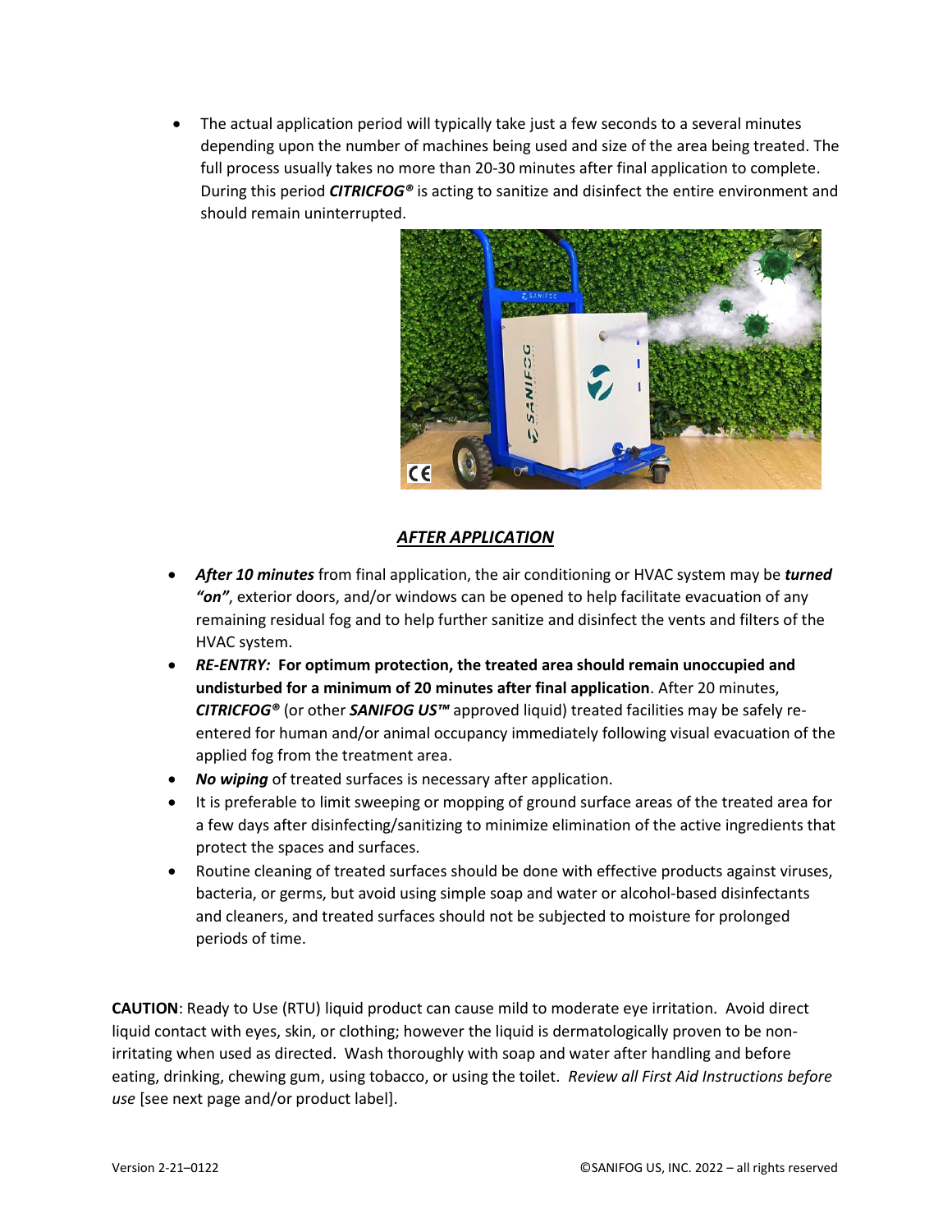- The actual application period will typically take just a few seconds to a several minutes depending upon the number of machines being used and size of the area being treated. The full process usually takes no more than 20-30 minutes after final application to complete. During this period ***CITRICFOG®*** is acting to sanitize and disinfect the entire environment and should remain uninterrupted.

## ***AFTER APPLICATION***

- ***After 10 minutes*** from final application, the air conditioning or HVAC system may be ***turned "on"***, exterior doors, and/or windows can be opened to help facilitate evacuation of any remaining residual fog and to help further sanitize and disinfect the vents and filters of the HVAC system.
- ***RE-ENTRY:*** **For optimum protection, the treated area should remain unoccupied and undisturbed for a minimum of 20 minutes after final application**. After 20 minutes, ***CITRICFOG®*** (or other ***SANIFOG US™*** approved liquid) treated facilities may be safely re-entered for human and/or animal occupancy immediately following visual evacuation of the applied fog from the treatment area.
- ***No wiping*** of treated surfaces is necessary after application.
- It is preferable to limit sweeping or mopping of ground surface areas of the treated area for a few days after disinfecting/sanitizing to minimize elimination of the active ingredients that protect the spaces and surfaces.
- Routine cleaning of treated surfaces should be done with effective products against viruses, bacteria, or germs, but avoid using simple soap and water or alcohol-based disinfectants and cleaners, and treated surfaces should not be subjected to moisture for prolonged periods of time.

**CAUTION**: Ready to Use (RTU) liquid product can cause mild to moderate eye irritation. Avoid direct liquid contact with eyes, skin, or clothing; however the liquid is dermatologically proven to be non-irritating when used as directed. Wash thoroughly with soap and water after handling and before eating, drinking, chewing gum, using tobacco, or using the toilet. *Review all First Aid Instructions before use* [see next page and/or product label].

Version 2-21–0122 ©SANIFOG US, INC. 2022 – all rights reserved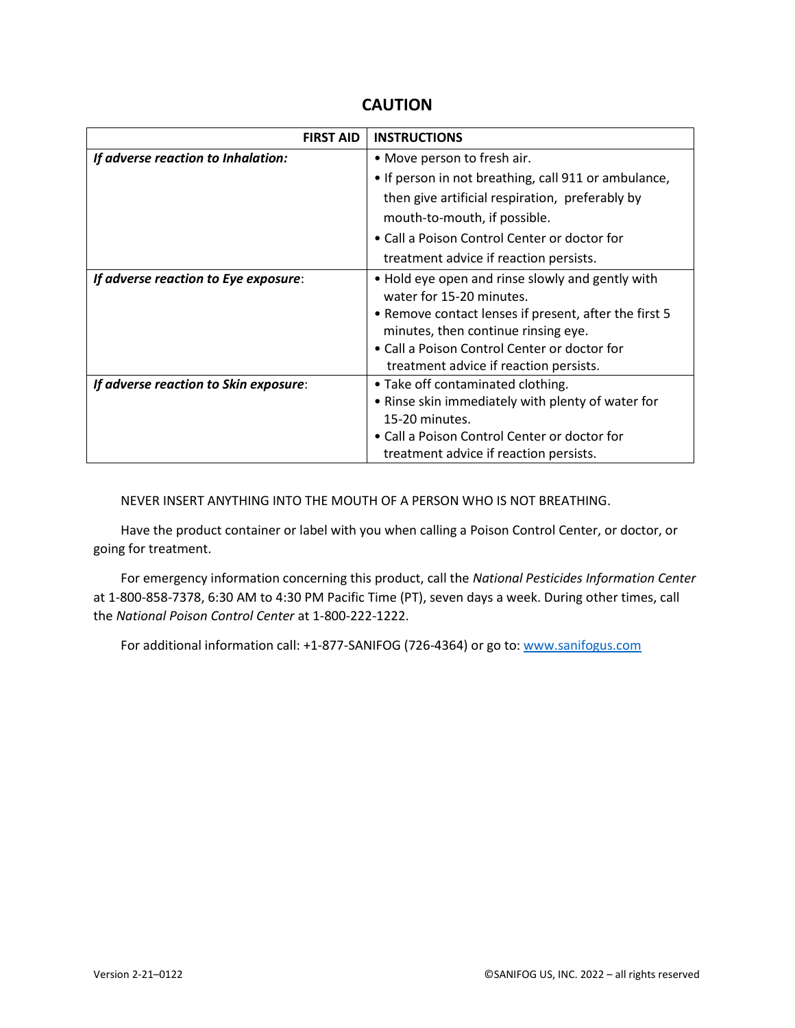## CAUTION

| FIRST AID | INSTRUCTIONS |
|---|---|
| ***If adverse reaction to Inhalation:*** | • Move person to fresh air.<br>• If person in not breathing, call 911 or ambulance, then give artificial respiration, preferably by mouth-to-mouth, if possible.<br>• Call a Poison Control Center or doctor for treatment advice if reaction persists. |
| ***If adverse reaction to Eye exposure***: | • Hold eye open and rinse slowly and gently with water for 15-20 minutes.<br>• Remove contact lenses if present, after the first 5 minutes, then continue rinsing eye.<br>• Call a Poison Control Center or doctor for treatment advice if reaction persists. |
| ***If adverse reaction to Skin exposure***: | • Take off contaminated clothing.<br>• Rinse skin immediately with plenty of water for 15-20 minutes.<br>• Call a Poison Control Center or doctor for treatment advice if reaction persists. |

NEVER INSERT ANYTHING INTO THE MOUTH OF A PERSON WHO IS NOT BREATHING.

Have the product container or label with you when calling a Poison Control Center, or doctor, or going for treatment.

For emergency information concerning this product, call the *National Pesticides Information Center* at 1-800-858-7378, 6:30 AM to 4:30 PM Pacific Time (PT), seven days a week. During other times, call the *National Poison Control Center* at 1-800-222-1222.

For additional information call: +1-877-SANIFOG (726-4364) or go to: [www.sanifogus.com](http://www.sanifogus.com)

Version 2-21–0122

©SANIFOG US, INC. 2022 – all rights reserved